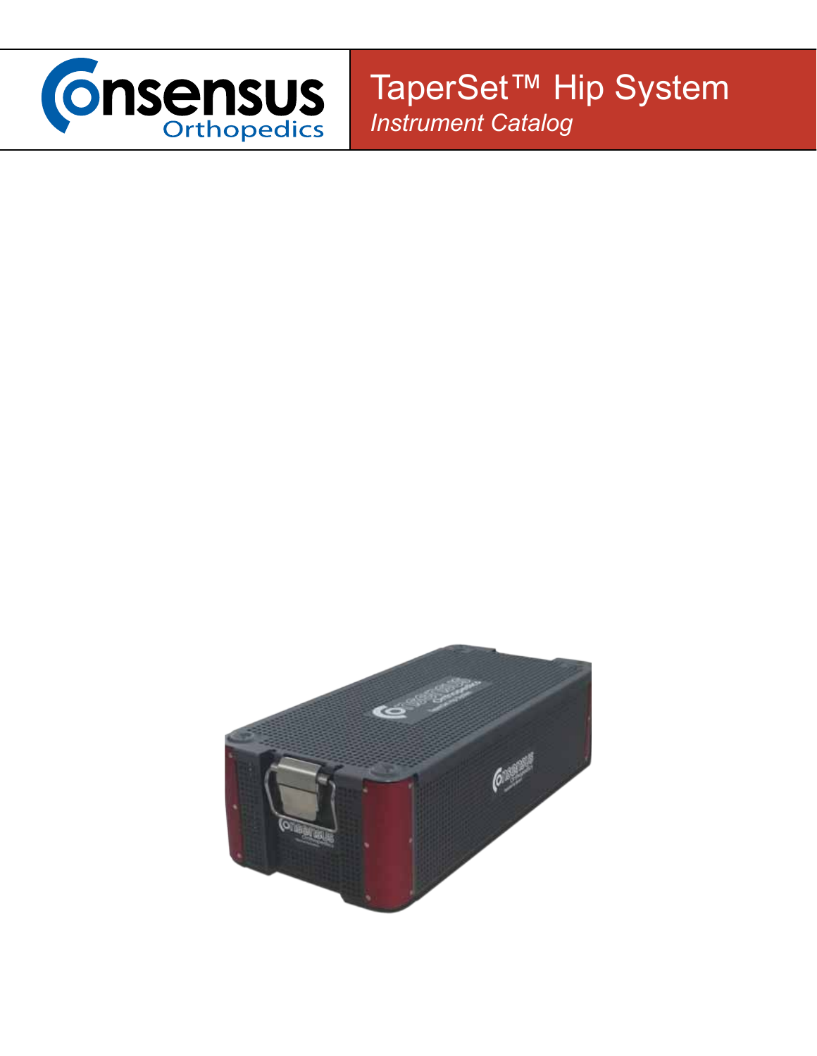Consensus Orthopedics

# TaperSet™ Hip System

*Instrument Catalog*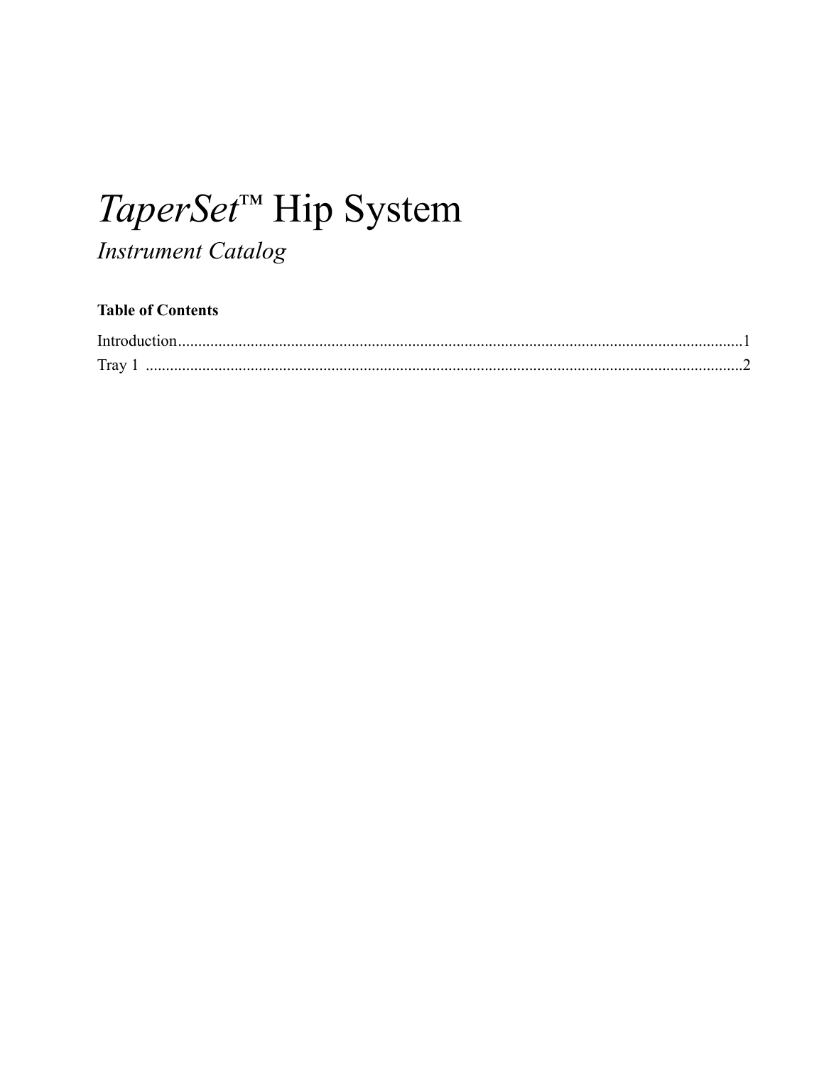# *TaperSet*™ Hip System

## *Instrument Catalog*

**Table of Contents**

Introduction..........................................................................................................................................1

Tray 1 ...................................................................................................................................................2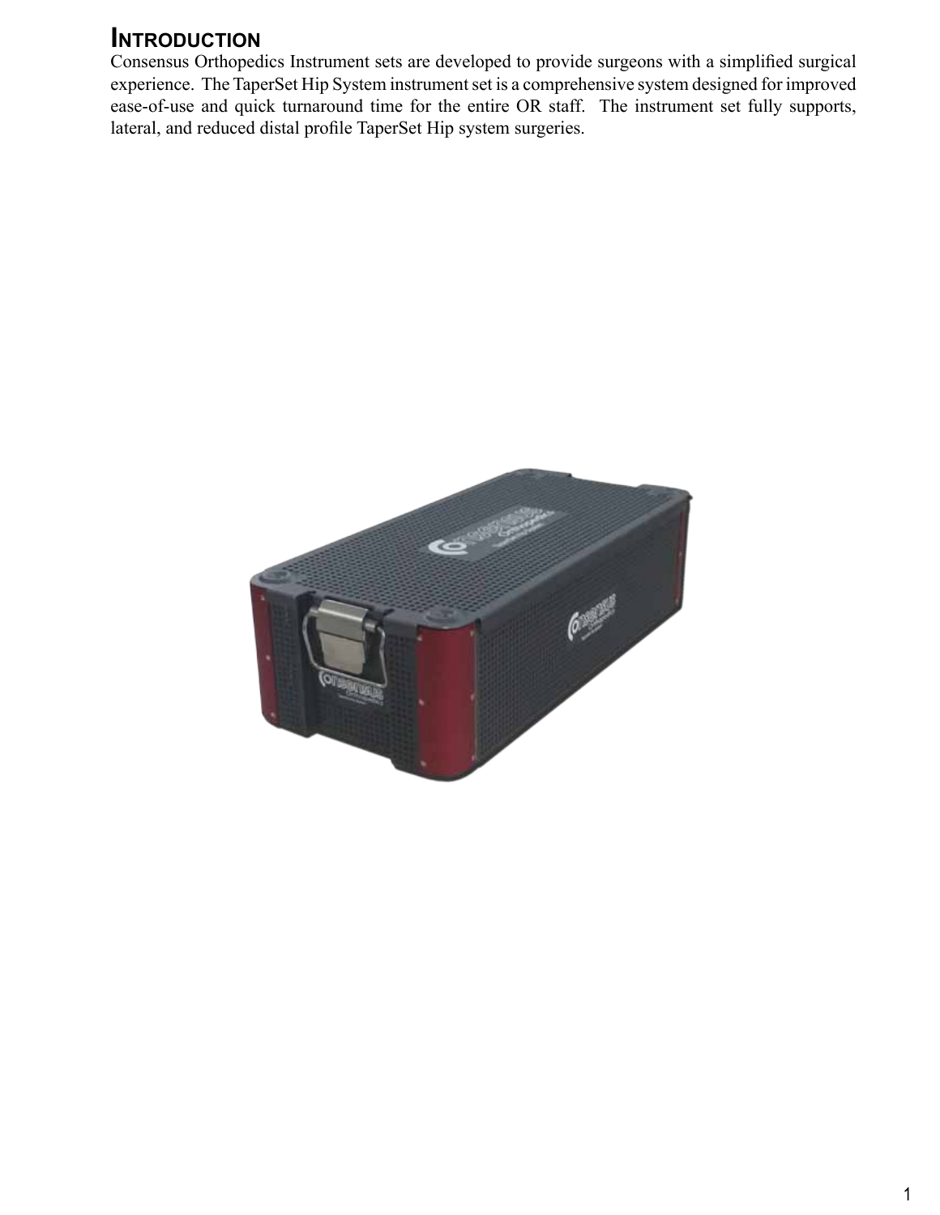## Introduction

Consensus Orthopedics Instrument sets are developed to provide surgeons with a simplified surgical experience. The TaperSet Hip System instrument set is a comprehensive system designed for improved ease-of-use and quick turnaround time for the entire OR staff. The instrument set fully supports, lateral, and reduced distal profile TaperSet Hip system surgeries.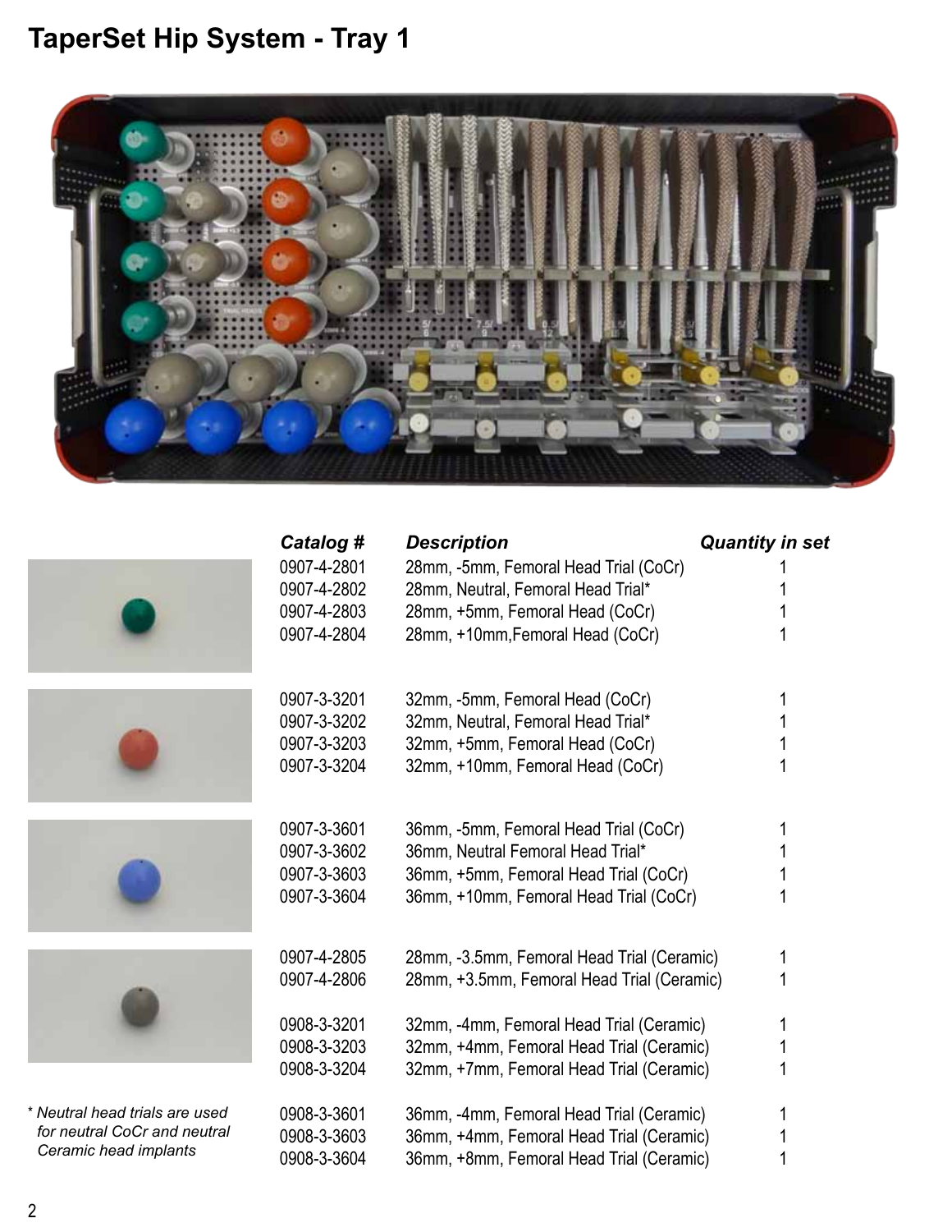# TaperSet Hip System - Tray 1

| Catalog # | Description | Quantity in set |
|---|---|---|
| 0907-4-2801 | 28mm, -5mm, Femoral Head Trial (CoCr) | 1 |
| 0907-4-2802 | 28mm, Neutral, Femoral Head Trial* | 1 |
| 0907-4-2803 | 28mm, +5mm, Femoral Head (CoCr) | 1 |
| 0907-4-2804 | 28mm, +10mm,Femoral Head (CoCr) | 1 |
| 0907-3-3201 | 32mm, -5mm, Femoral Head (CoCr) | 1 |
| 0907-3-3202 | 32mm, Neutral, Femoral Head Trial* | 1 |
| 0907-3-3203 | 32mm, +5mm, Femoral Head (CoCr) | 1 |
| 0907-3-3204 | 32mm, +10mm, Femoral Head (CoCr) | 1 |
| 0907-3-3601 | 36mm, -5mm, Femoral Head Trial (CoCr) | 1 |
| 0907-3-3602 | 36mm, Neutral Femoral Head Trial* | 1 |
| 0907-3-3603 | 36mm, +5mm, Femoral Head Trial (CoCr) | 1 |
| 0907-3-3604 | 36mm, +10mm, Femoral Head Trial (CoCr) | 1 |
| 0907-4-2805 | 28mm, -3.5mm, Femoral Head Trial (Ceramic) | 1 |
| 0907-4-2806 | 28mm, +3.5mm, Femoral Head Trial (Ceramic) | 1 |
| 0908-3-3201 | 32mm, -4mm, Femoral Head Trial (Ceramic) | 1 |
| 0908-3-3203 | 32mm, +4mm, Femoral Head Trial (Ceramic) | 1 |
| 0908-3-3204 | 32mm, +7mm, Femoral Head Trial (Ceramic) | 1 |
| 0908-3-3601 | 36mm, -4mm, Femoral Head Trial (Ceramic) | 1 |
| 0908-3-3603 | 36mm, +4mm, Femoral Head Trial (Ceramic) | 1 |
| 0908-3-3604 | 36mm, +8mm, Femoral Head Trial (Ceramic) | 1 |

*\* Neutral head trials are used for neutral CoCr and neutral Ceramic head implants*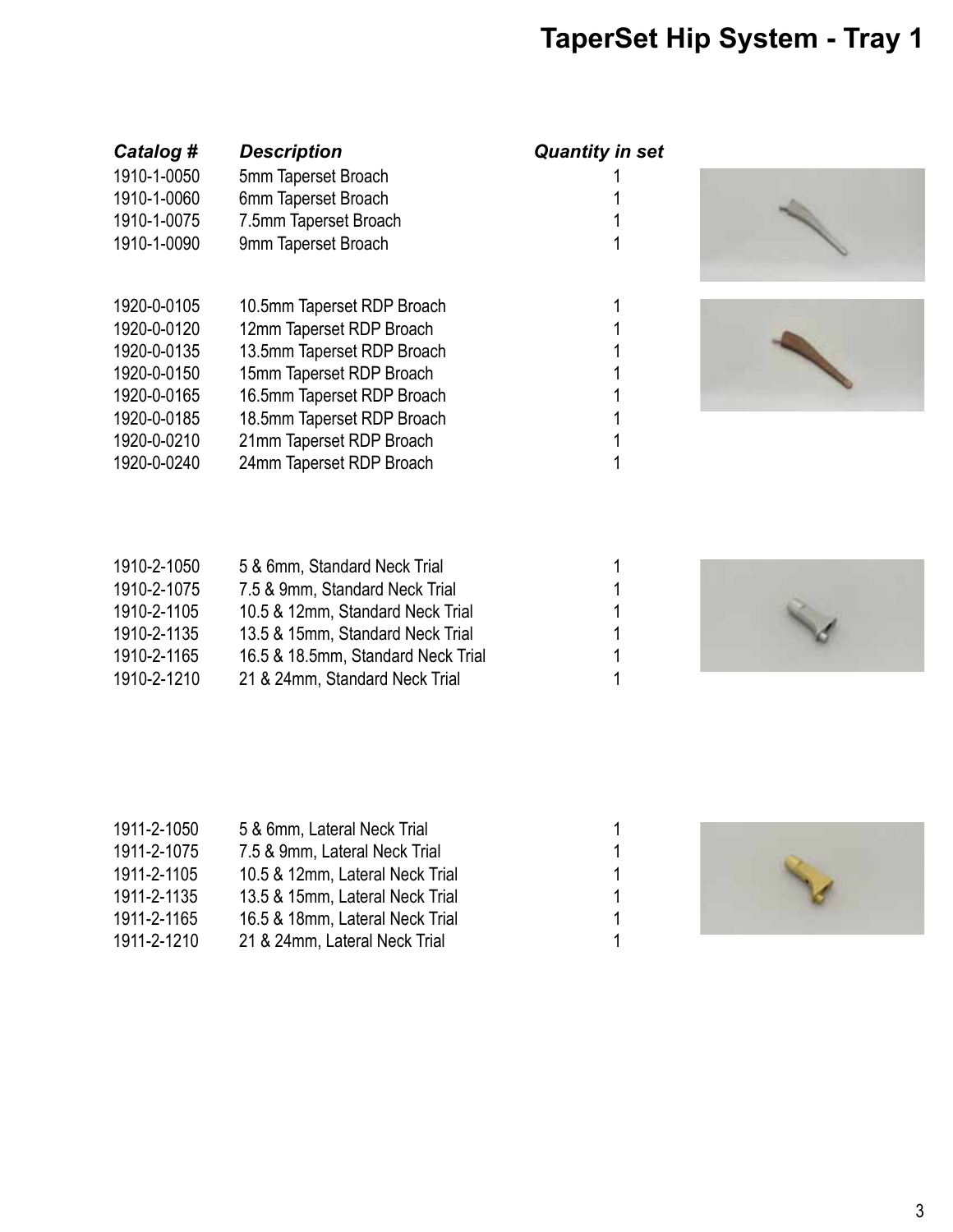# TaperSet Hip System - Tray 1

| *Catalog #* | *Description* | *Quantity in set* |
|---|---|---|
| 1910-1-0050 | 5mm Taperset Broach | 1 |
| 1910-1-0060 | 6mm Taperset Broach | 1 |
| 1910-1-0075 | 7.5mm Taperset Broach | 1 |
| 1910-1-0090 | 9mm Taperset Broach | 1 |
| | | |
| 1920-0-0105 | 10.5mm Taperset RDP Broach | 1 |
| 1920-0-0120 | 12mm Taperset RDP Broach | 1 |
| 1920-0-0135 | 13.5mm Taperset RDP Broach | 1 |
| 1920-0-0150 | 15mm Taperset RDP Broach | 1 |
| 1920-0-0165 | 16.5mm Taperset RDP Broach | 1 |
| 1920-0-0185 | 18.5mm Taperset RDP Broach | 1 |
| 1920-0-0210 | 21mm Taperset RDP Broach | 1 |
| 1920-0-0240 | 24mm Taperset RDP Broach | 1 |
| | | |
| 1910-2-1050 | 5 & 6mm, Standard Neck Trial | 1 |
| 1910-2-1075 | 7.5 & 9mm, Standard Neck Trial | 1 |
| 1910-2-1105 | 10.5 & 12mm, Standard Neck Trial | 1 |
| 1910-2-1135 | 13.5 & 15mm, Standard Neck Trial | 1 |
| 1910-2-1165 | 16.5 & 18.5mm, Standard Neck Trial | 1 |
| 1910-2-1210 | 21 & 24mm, Standard Neck Trial | 1 |
| | | |
| 1911-2-1050 | 5 & 6mm, Lateral Neck Trial | 1 |
| 1911-2-1075 | 7.5 & 9mm, Lateral Neck Trial | 1 |
| 1911-2-1105 | 10.5 & 12mm, Lateral Neck Trial | 1 |
| 1911-2-1135 | 13.5 & 15mm, Lateral Neck Trial | 1 |
| 1911-2-1165 | 16.5 & 18mm, Lateral Neck Trial | 1 |
| 1911-2-1210 | 21 & 24mm, Lateral Neck Trial | 1 |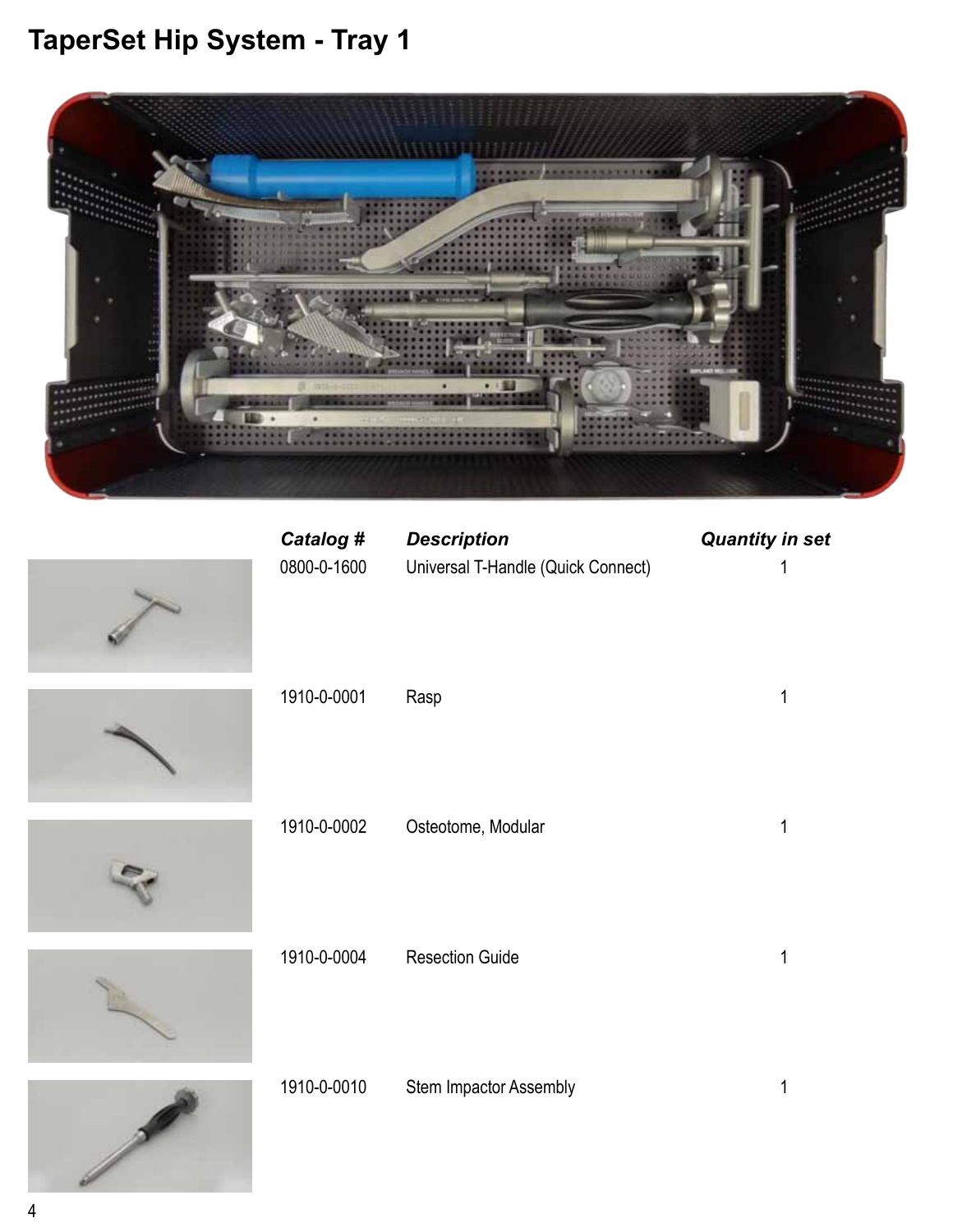# TaperSet Hip System - Tray 1

| Catalog # | Description | Quantity in set |
|---|---|---|
| 0800-0-1600 | Universal T-Handle (Quick Connect) | 1 |
| 1910-0-0001 | Rasp | 1 |
| 1910-0-0002 | Osteotome, Modular | 1 |
| 1910-0-0004 | Resection Guide | 1 |
| 1910-0-0010 | Stem Impactor Assembly | 1 |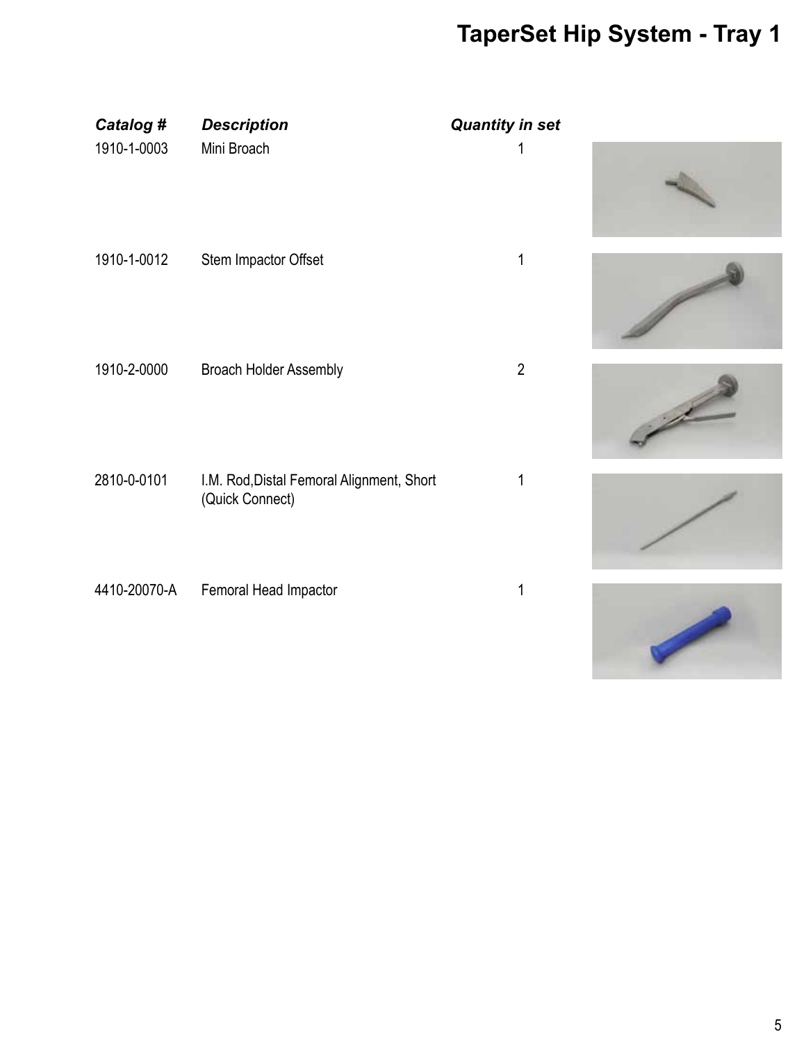# TaperSet Hip System - Tray 1

| *Catalog #* | *Description* | *Quantity in set* |
|---|---|---|
| 1910-1-0003 | Mini Broach | 1 |
| 1910-1-0012 | Stem Impactor Offset | 1 |
| 1910-2-0000 | Broach Holder Assembly | 2 |
| 2810-0-0101 | I.M. Rod,Distal Femoral Alignment, Short (Quick Connect) | 1 |
| 4410-20070-A | Femoral Head Impactor | 1 |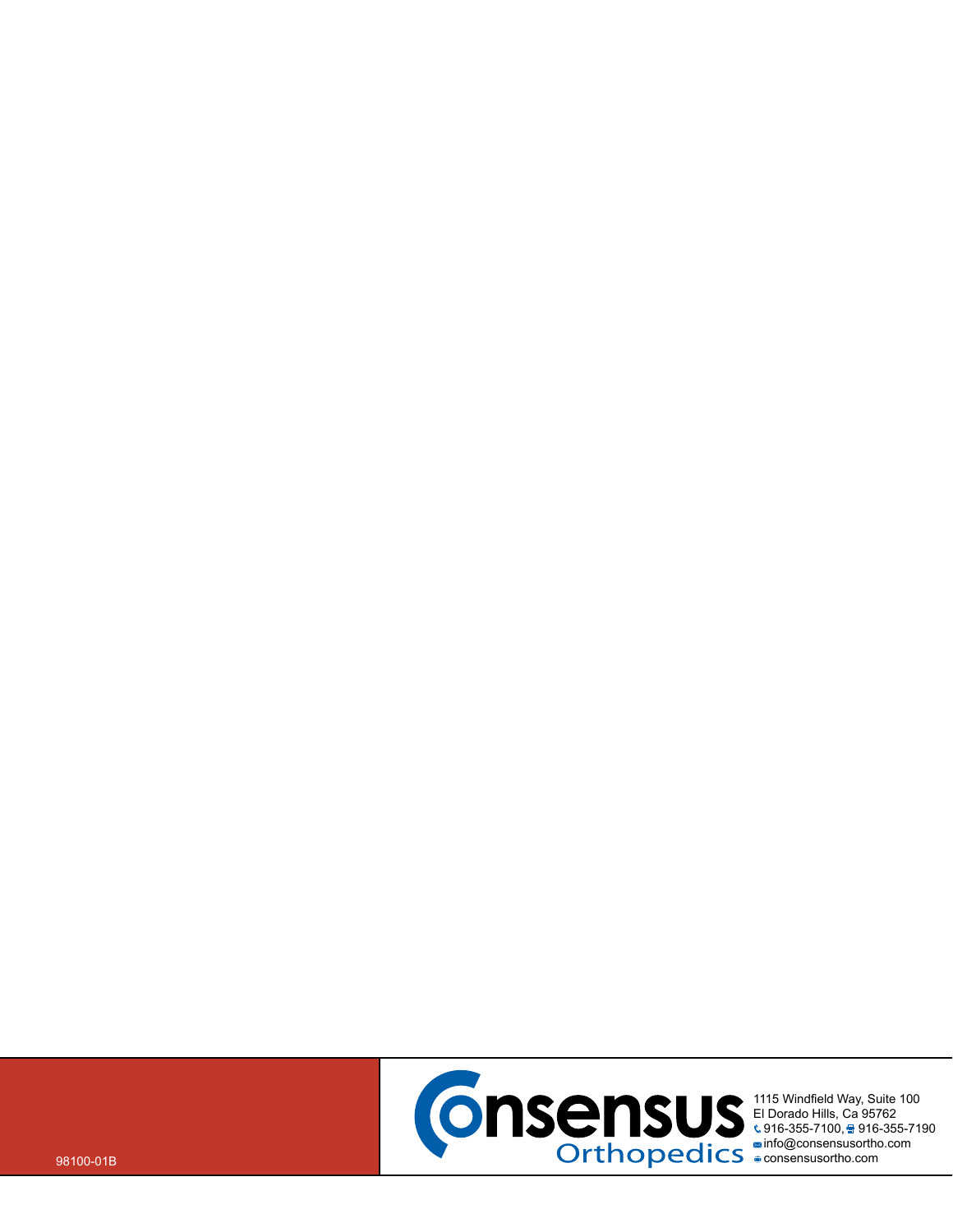98100-01B

Consensus Orthopedics

1115 Windfield Way, Suite 100
El Dorado Hills, Ca 95762
916-355-7100, 916-355-7190
info@consensusortho.com
consensusortho.com